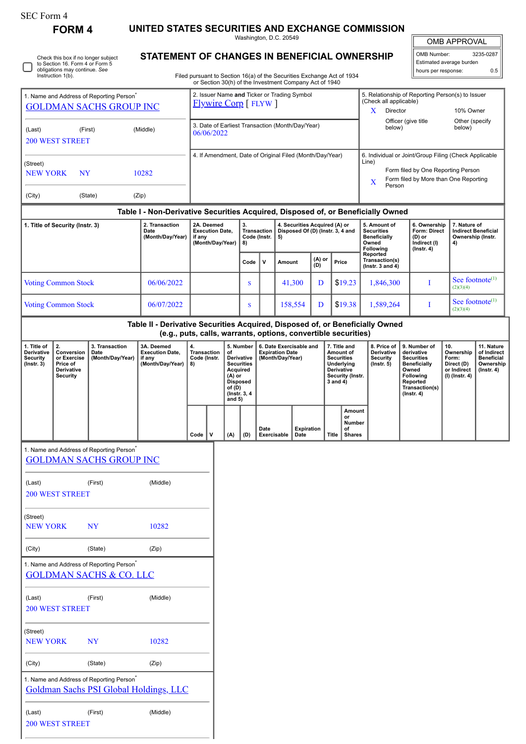SEC Form 4

# FORM 4

## UNITED STATES SECURITIES AND EXCHANGE COMMISSION

Washington, D.C. 20549

## STATEMENT OF CHANGES IN BENEFICIAL OWNERSHIP

Filed pursuant to Section 16(a) of the Securities Exchange Act of 1934 or Section 30(h) of the Investment Company Act of 1940

| OMB APPROVAL | |
|---|---|
| OMB Number: | 3235-0287 |
| Estimated average burden | |
| hours per response: | 0.5 |

☐ Check this box if no longer subject to Section 16. Form 4 or Form 5 obligations may continue. *See* Instruction 1(b).

| 1. Name and Address of Reporting Person* | 2. Issuer Name **and** Ticker or Trading Symbol | 5. Relationship of Reporting Person(s) to Issuer (Check all applicable) |
|---|---|---|
| GOLDMAN SACHS GROUP INC | Flywire Corp [ FLYW ] | X Director; 10% Owner; Officer (give title below); Other (specify below) |
| (Last) (First) (Middle) 200 WEST STREET | 3. Date of Earliest Transaction (Month/Day/Year) 06/06/2022 | |
| (Street) NEW YORK NY 10282 | 4. If Amendment, Date of Original Filed (Month/Day/Year) | 6. Individual or Joint/Group Filing (Check Applicable Line): Form filed by One Reporting Person; X Form filed by More than One Reporting Person |
| (City) (State) (Zip) | | |

### Table I - Non-Derivative Securities Acquired, Disposed of, or Beneficially Owned

| 1. Title of Security (Instr. 3) | 2. Transaction Date (Month/Day/Year) | 2A. Deemed Execution Date, if any (Month/Day/Year) | 3. Transaction Code (Instr. 8) | | 4. Securities Acquired (A) or Disposed Of (D) (Instr. 3, 4 and 5) | | | 5. Amount of Securities Beneficially Owned Following Reported Transaction(s) (Instr. 3 and 4) | 6. Ownership Form: Direct (D) or Indirect (I) (Instr. 4) | 7. Nature of Indirect Beneficial Ownership (Instr. 4) |
|---|---|---|---|---|---|---|---|---|---|---|
| | | | Code | V | Amount | (A) or (D) | Price | | | |
| Voting Common Stock | 06/06/2022 | | S | | 41,300 | D | $19.23 | 1,846,300 | I | See footnote[1][2][3][4] |
| Voting Common Stock | 06/07/2022 | | S | | 158,554 | D | $19.38 | 1,589,264 | I | See footnote[1][2][3][4] |

### Table II - Derivative Securities Acquired, Disposed of, or Beneficially Owned (e.g., puts, calls, warrants, options, convertible securities)

| 1. Title of Derivative Security (Instr. 3) | 2. Conversion or Exercise Price of Derivative Security | 3. Transaction Date (Month/Day/Year) | 3A. Deemed Execution Date, if any (Month/Day/Year) | 4. Transaction Code (Instr. 8) | | 5. Number of Derivative Securities Acquired (A) or Disposed of (D) (Instr. 3, 4 and 5) | | 6. Date Exercisable and Expiration Date (Month/Day/Year) | | 7. Title and Amount of Securities Underlying Derivative Security (Instr. 3 and 4) | | 8. Price of Derivative Security (Instr. 5) | 9. Number of derivative Securities Beneficially Owned Following Reported Transaction(s) (Instr. 4) | 10. Ownership Form: Direct (D) or Indirect (I) (Instr. 4) | 11. Nature of Indirect Beneficial Ownership (Instr. 4) |
|---|---|---|---|---|---|---|---|---|---|---|---|---|---|---|---|
| | | | | Code | V | (A) | (D) | Date Exercisable | Expiration Date | Title | Amount or Number of Shares | | | | |

1. Name and Address of Reporting Person*
GOLDMAN SACHS GROUP INC
(Last) (First) (Middle)
200 WEST STREET
(Street)
NEW YORK NY 10282
(City) (State) (Zip)

1. Name and Address of Reporting Person*
GOLDMAN SACHS & CO. LLC
(Last) (First) (Middle)
200 WEST STREET
(Street)
NEW YORK NY 10282
(City) (State) (Zip)

1. Name and Address of Reporting Person*
Goldman Sachs PSI Global Holdings, LLC
(Last) (First) (Middle)
200 WEST STREET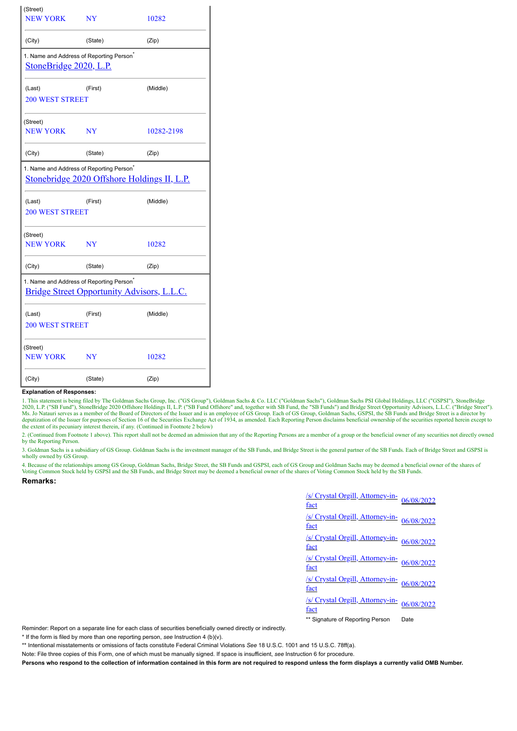| | | |
|---|---|---|
| (Street) | | |
| NEW YORK | NY | 10282 |
| (City) | (State) | (Zip) |

| | | |
|---|---|---|
| 1. Name and Address of Reporting Person* | | |
| StoneBridge 2020, L.P. | | |
| (Last) | (First) | (Middle) |
| 200 WEST STREET | | |
| (Street) | | |
| NEW YORK | NY | 10282-2198 |
| (City) | (State) | (Zip) |

| | | |
|---|---|---|
| 1. Name and Address of Reporting Person* | | |
| Stonebridge 2020 Offshore Holdings II, L.P. | | |
| (Last) | (First) | (Middle) |
| 200 WEST STREET | | |
| (Street) | | |
| NEW YORK | NY | 10282 |
| (City) | (State) | (Zip) |

| | | |
|---|---|---|
| 1. Name and Address of Reporting Person* | | |
| Bridge Street Opportunity Advisors, L.L.C. | | |
| (Last) | (First) | (Middle) |
| 200 WEST STREET | | |
| (Street) | | |
| NEW YORK | NY | 10282 |
| (City) | (State) | (Zip) |

**Explanation of Responses:**

1. This statement is being filed by The Goldman Sachs Group, Inc. ("GS Group"), Goldman Sachs & Co. LLC ("Goldman Sachs"), Goldman Sachs PSI Global Holdings, LLC ("GSPSI"), StoneBridge 2020, L.P. ("SB Fund"), StoneBridge 2020 Offshore Holdings II, L.P. ("SB Fund Offshore" and, together with SB Fund, the "SB Funds") and Bridge Street Opportunity Advisors, L.L.C. ("Bridge Street"). Ms. Jo Natauri serves as a member of the Board of Directors of the Issuer and is an employee of GS Group. Each of GS Group, Goldman Sachs, GSPSI, the SB Funds and Bridge Street is a director by deputization of the Issuer for purposes of Section 16 of the Securities Exchange Act of 1934, as amended. Each Reporting Person disclaims beneficial ownership of the securities reported herein except to the extent of its pecuniary interest therein, if any. (Continued in Footnote 2 below)

2. (Continued from Footnote 1 above). This report shall not be deemed an admission that any of the Reporting Persons are a member of a group or the beneficial owner of any securities not directly owned by the Reporting Person.

3. Goldman Sachs is a subsidiary of GS Group. Goldman Sachs is the investment manager of the SB Funds, and Bridge Street is the general partner of the SB Funds. Each of Bridge Street and GSPSI is wholly owned by GS Group.

4. Because of the relationships among GS Group, Goldman Sachs, Bridge Street, the SB Funds and GSPSI, each of GS Group and Goldman Sachs may be deemed a beneficial owner of the shares of Voting Common Stock held by GSPSI and the SB Funds, and Bridge Street may be deemed a beneficial owner of the shares of Voting Common Stock held by the SB Funds.

**Remarks:**

| | |
|---|---|
| /s/ Crystal Orgill, Attorney-in-fact | 06/08/2022 |
| /s/ Crystal Orgill, Attorney-in-fact | 06/08/2022 |
| /s/ Crystal Orgill, Attorney-in-fact | 06/08/2022 |
| /s/ Crystal Orgill, Attorney-in-fact | 06/08/2022 |
| /s/ Crystal Orgill, Attorney-in-fact | 06/08/2022 |
| /s/ Crystal Orgill, Attorney-in-fact | 06/08/2022 |
| ** Signature of Reporting Person | Date |

Reminder: Report on a separate line for each class of securities beneficially owned directly or indirectly.

* If the form is filed by more than one reporting person, *see* Instruction 4 (b)(v).

** Intentional misstatements or omissions of facts constitute Federal Criminal Violations *See* 18 U.S.C. 1001 and 15 U.S.C. 78ff(a).

Note: File three copies of this Form, one of which must be manually signed. If space is insufficient, *see* Instruction 6 for procedure.

**Persons who respond to the collection of information contained in this form are not required to respond unless the form displays a currently valid OMB Number.**